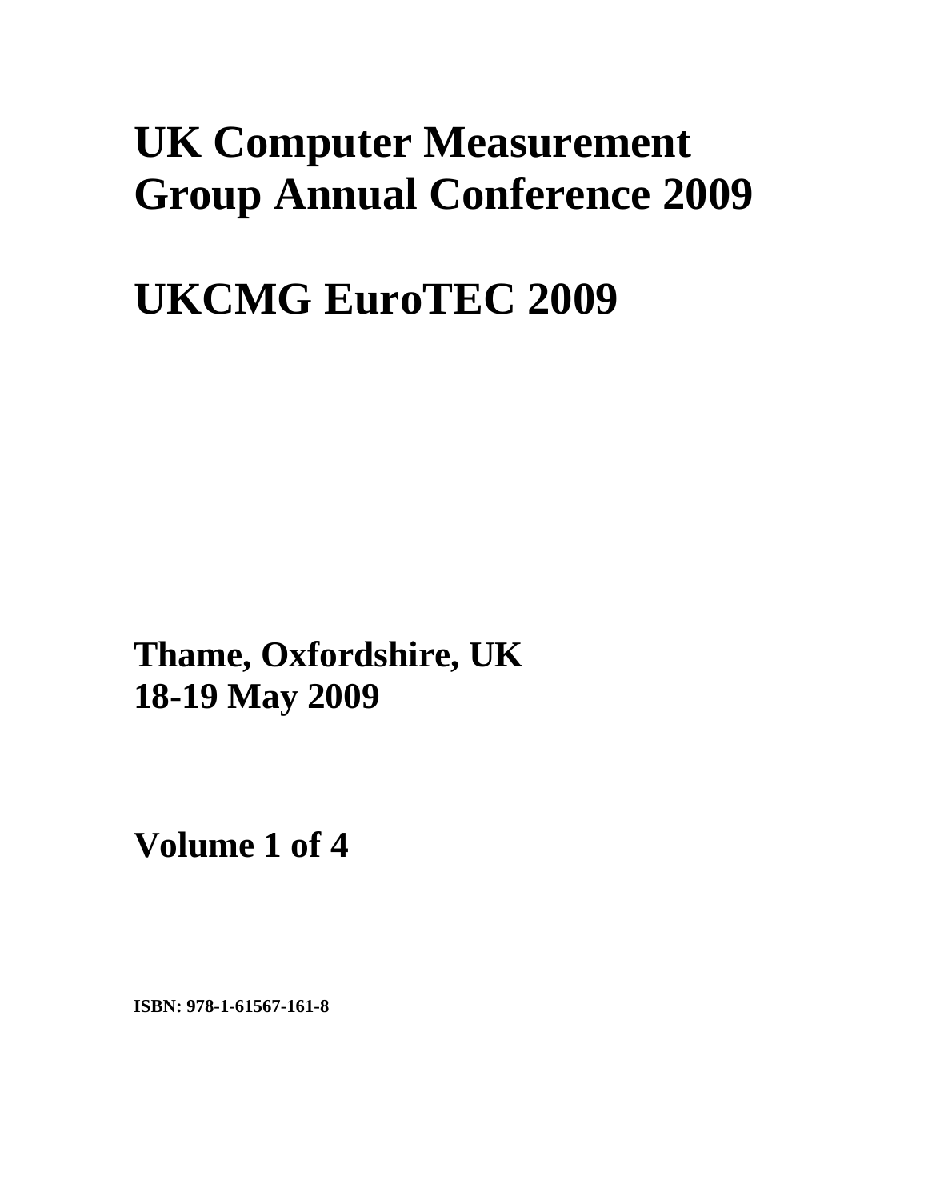# UK Computer Measurement Group Annual Conference 2009

# UKCMG EuroTEC 2009

**Thame, Oxfordshire, UK**
**18-19 May 2009**

**Volume 1 of 4**

**ISBN: 978-1-61567-161-8**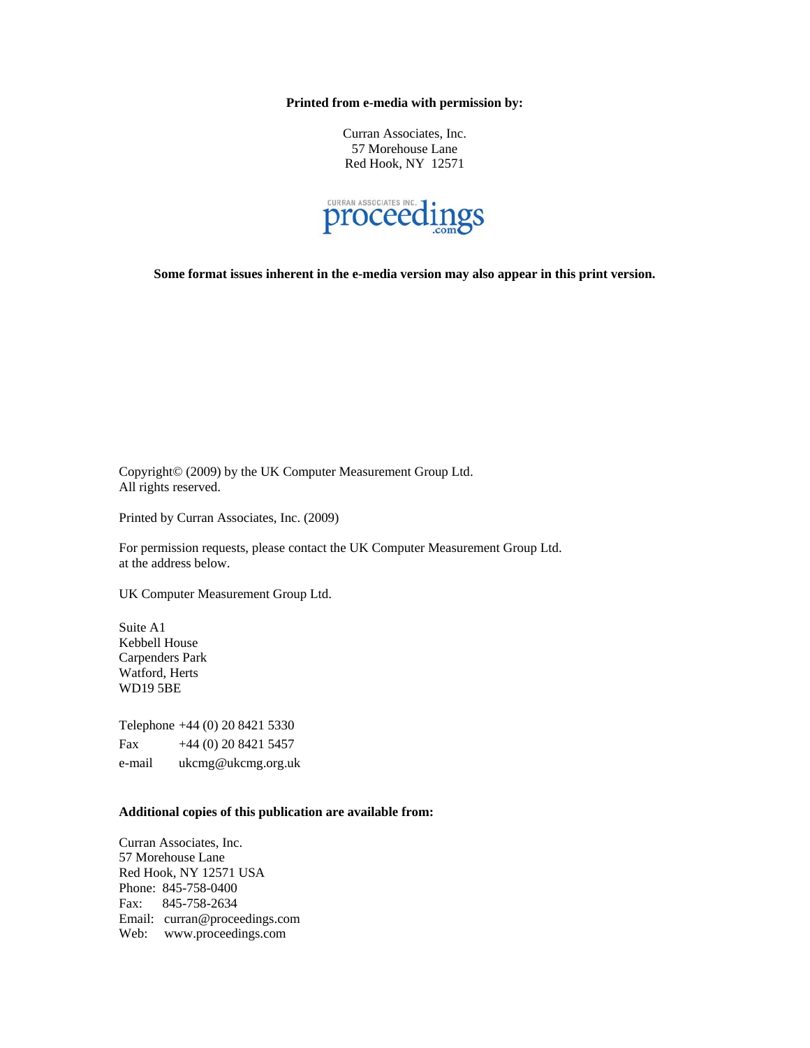**Printed from e-media with permission by:**

Curran Associates, Inc.
57 Morehouse Lane
Red Hook, NY 12571

CURRAN ASSOCIATES INC. proceedings .com

**Some format issues inherent in the e-media version may also appear in this print version.**

Copyright© (2009) by the UK Computer Measurement Group Ltd.
All rights reserved.

Printed by Curran Associates, Inc. (2009)

For permission requests, please contact the UK Computer Measurement Group Ltd.
at the address below.

UK Computer Measurement Group Ltd.

Suite A1
Kebbell House
Carpenders Park
Watford, Herts
WD19 5BE

Telephone +44 (0) 20 8421 5330
Fax +44 (0) 20 8421 5457
e-mail ukcmg@ukcmg.org.uk

**Additional copies of this publication are available from:**

Curran Associates, Inc.
57 Morehouse Lane
Red Hook, NY 12571 USA
Phone: 845-758-0400
Fax: 845-758-2634
Email: curran@proceedings.com
Web: www.proceedings.com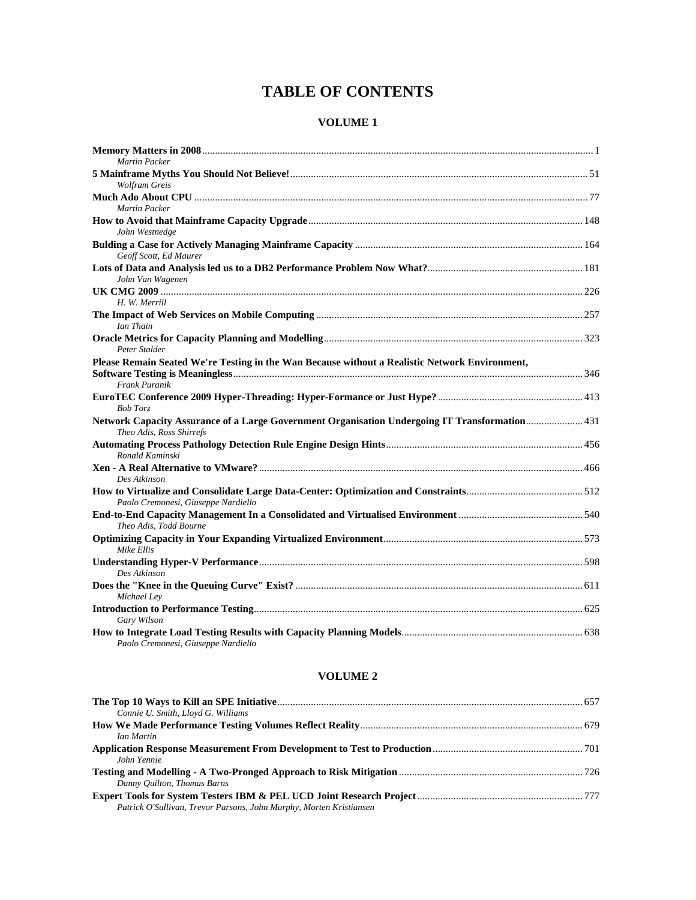# TABLE OF CONTENTS

## VOLUME 1

**Memory Matters in 2008** .................... 1
*Martin Packer*

**5 Mainframe Myths You Should Not Believe!** .................... 51
*Wolfram Greis*

**Much Ado About CPU** .................... 77
*Martin Packer*

**How to Avoid that Mainframe Capacity Upgrade** .................... 148
*John Westnedge*

**Bulding a Case for Actively Managing Mainframe Capacity** .................... 164
*Geoff Scott, Ed Maurer*

**Lots of Data and Analysis led us to a DB2 Performance Problem Now What?** .................... 181
*John Van Wagenen*

**UK CMG 2009** .................... 226
*H. W. Merrill*

**The Impact of Web Services on Mobile Computing** .................... 257
*Ian Thain*

**Oracle Metrics for Capacity Planning and Modelling** .................... 323
*Peter Stalder*

**Please Remain Seated We're Testing in the Wan Because without a Realistic Network Environment, Software Testing is Meaningless** .................... 346
*Frank Puranik*

**EuroTEC Conference 2009 Hyper-Threading: Hyper-Formance or Just Hype?** .................... 413
*Bob Torz*

**Network Capacity Assurance of a Large Government Organisation Undergoing IT Transformation** .................... 431
*Theo Adis, Ross Shirrefs*

**Automating Process Pathology Detection Rule Engine Design Hints** .................... 456
*Ronald Kaminski*

**Xen - A Real Alternative to VMware?** .................... 466
*Des Atkinson*

**How to Virtualize and Consolidate Large Data-Center: Optimization and Constraints** .................... 512
*Paolo Cremonesi, Giuseppe Nardiello*

**End-to-End Capacity Management In a Consolidated and Virtualised Environment** .................... 540
*Theo Adis, Todd Bourne*

**Optimizing Capacity in Your Expanding Virtualized Environment** .................... 573
*Mike Ellis*

**Understanding Hyper-V Performance** .................... 598
*Des Atkinson*

**Does the "Knee in the Queuing Curve" Exist?** .................... 611
*Michael Ley*

**Introduction to Performance Testing** .................... 625
*Gary Wilson*

**How to Integrate Load Testing Results with Capacity Planning Models** .................... 638
*Paolo Cremonesi, Giuseppe Nardiello*

## VOLUME 2

**The Top 10 Ways to Kill an SPE Initiative** .................... 657
*Connie U. Smith, Lloyd G. Williams*

**How We Made Performance Testing Volumes Reflect Reality** .................... 679
*Ian Martin*

**Application Response Measurement From Development to Test to Production** .................... 701
*John Yennie*

**Testing and Modelling - A Two-Pronged Approach to Risk Mitigation** .................... 726
*Danny Quilton, Thomas Barns*

**Expert Tools for System Testers IBM & PEL UCD Joint Research Project** .................... 777
*Patrick O'Sullivan, Trevor Parsons, John Murphy, Morten Kristiansen*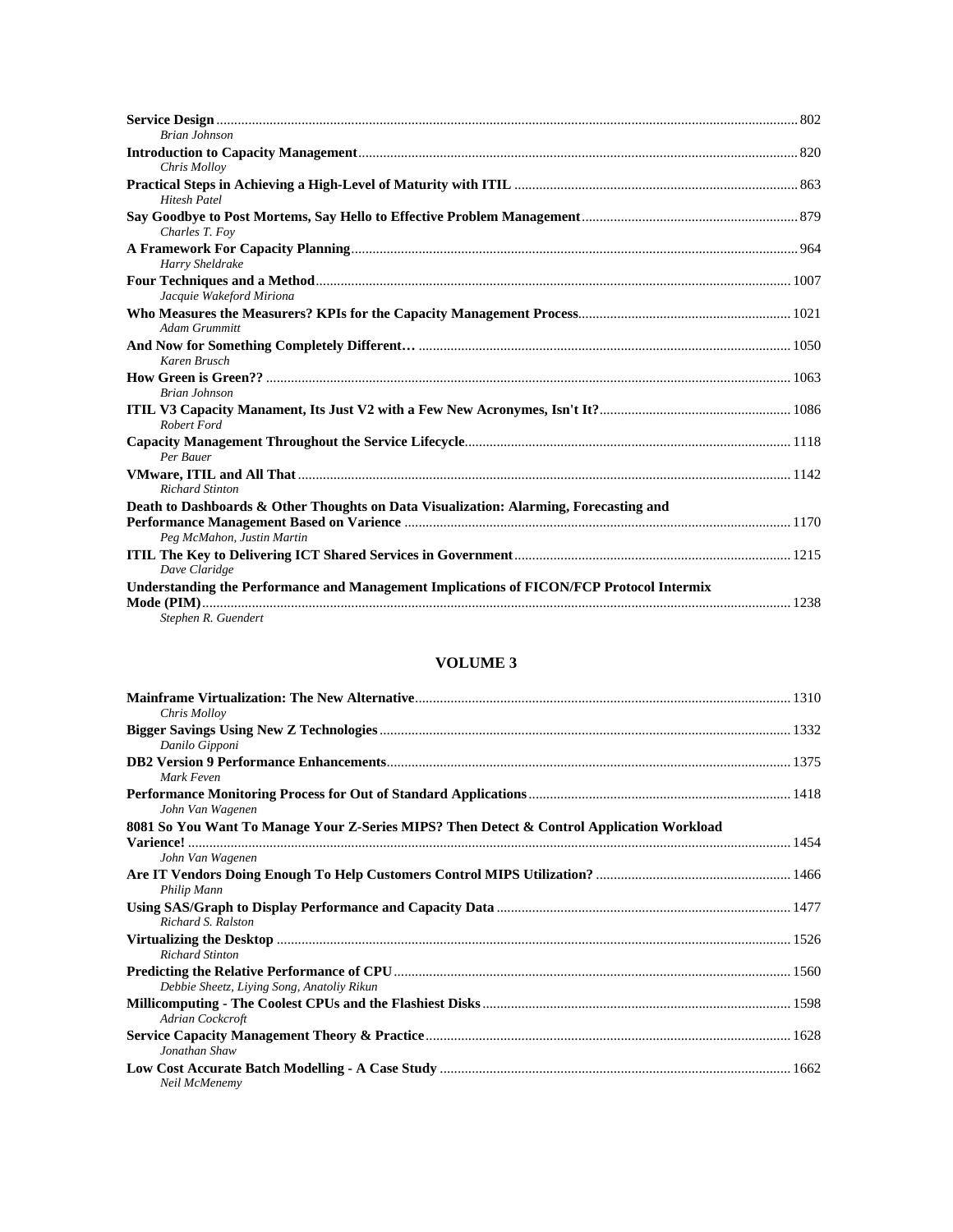**Service Design** ............................................................................................................................................... 802
*Brian Johnson*

**Introduction to Capacity Management**.......................................................................................................... 820
*Chris Molloy*

**Practical Steps in Achieving a High-Level of Maturity with ITIL** .............................................................. 863
*Hitesh Patel*

**Say Goodbye to Post Mortems, Say Hello to Effective Problem Management**.......................................... 879
*Charles T. Foy*

**A Framework For Capacity Planning**............................................................................................................ 964
*Harry Sheldrake*

**Four Techniques and a Method**.................................................................................................................... 1007
*Jacquie Wakeford Miriona*

**Who Measures the Measurers? KPIs for the Capacity Management Process**.......................................... 1021
*Adam Grummitt*

**And Now for Something Completely Different…** ...................................................................................... 1050
*Karen Brusch*

**How Green is Green??** .................................................................................................................................. 1063
*Brian Johnson*

**ITIL V3 Capacity Manament, Its Just V2 with a Few New Acronymes, Isn't It?**..................................... 1086
*Robert Ford*

**Capacity Management Throughout the Service Lifecycle**.......................................................................... 1118
*Per Bauer*

**VMware, ITIL and All That**......................................................................................................................... 1142
*Richard Stinton*

**Death to Dashboards & Other Thoughts on Data Visualization: Alarming, Forecasting and Performance Management Based on Varience** ............................................................................................ 1170
*Peg McMahon, Justin Martin*

**ITIL The Key to Delivering ICT Shared Services in Government**............................................................. 1215
*Dave Claridge*

**Understanding the Performance and Management Implications of FICON/FCP Protocol Intermix Mode (PIM)**.................................................................................................................................................... 1238
*Stephen R. Guendert*

## VOLUME 3

**Mainframe Virtualization: The New Alternative**........................................................................................ 1310
*Chris Molloy*

**Bigger Savings Using New Z Technologies**.................................................................................................. 1332
*Danilo Gipponi*

**DB2 Version 9 Performance Enhancements**................................................................................................ 1375
*Mark Feven*

**Performance Monitoring Process for Out of Standard Applications**......................................................... 1418
*John Van Wagenen*

**8081 So You Want To Manage Your Z-Series MIPS? Then Detect & Control Application Workload Varience!** ....................................................................................................................................................... 1454
*John Van Wagenen*

**Are IT Vendors Doing Enough To Help Customers Control MIPS Utilization?** ...................................... 1466
*Philip Mann*

**Using SAS/Graph to Display Performance and Capacity Data** ................................................................. 1477
*Richard S. Ralston*

**Virtualizing the Desktop** ............................................................................................................................... 1526
*Richard Stinton*

**Predicting the Relative Performance of CPU**............................................................................................... 1560
*Debbie Sheetz, Liying Song, Anatoliy Rikun*

**Millicomputing - The Coolest CPUs and the Flashiest Disks**...................................................................... 1598
*Adrian Cockcroft*

**Service Capacity Management Theory & Practice**..................................................................................... 1628
*Jonathan Shaw*

**Low Cost Accurate Batch Modelling - A Case Study** ................................................................................. 1662
*Neil McMenemy*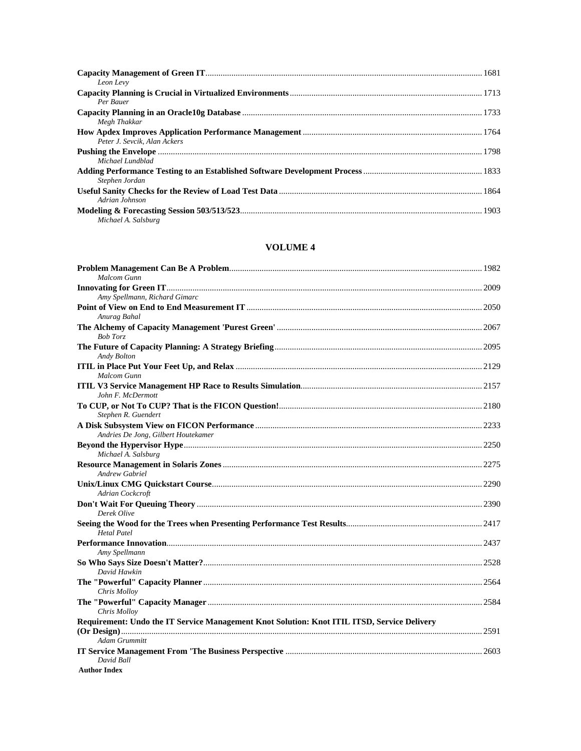**Capacity Management of Green IT** ........................................ 1681
*Leon Levy*

**Capacity Planning is Crucial in Virtualized Environments** ........................................ 1713
*Per Bauer*

**Capacity Planning in an Oracle10g Database** ........................................ 1733
*Megh Thakkar*

**How Apdex Improves Application Performance Management** ........................................ 1764
*Peter J. Sevcik, Alan Ackers*

**Pushing the Envelope** ........................................ 1798
*Michael Lundblad*

**Adding Performance Testing to an Established Software Development Process** ........................................ 1833
*Stephen Jordan*

**Useful Sanity Checks for the Review of Load Test Data** ........................................ 1864
*Adrian Johnson*

**Modeling & Forecasting Session 503/513/523** ........................................ 1903
*Michael A. Salsburg*

## VOLUME 4

**Problem Management Can Be A Problem** ........................................ 1982
*Malcom Gunn*

**Innovating for Green IT** ........................................ 2009
*Amy Spellmann, Richard Gimarc*

**Point of View on End to End Measurement IT** ........................................ 2050
*Anurag Bahal*

**The Alchemy of Capacity Management 'Purest Green'** ........................................ 2067
*Bob Torz*

**The Future of Capacity Planning: A Strategy Briefing** ........................................ 2095
*Andy Bolton*

**ITIL in Place Put Your Feet Up, and Relax** ........................................ 2129
*Malcom Gunn*

**ITIL V3 Service Management HP Race to Results Simulation** ........................................ 2157
*John F. McDermott*

**To CUP, or Not To CUP? That is the FICON Question!** ........................................ 2180
*Stephen R. Guendert*

**A Disk Subsystem View on FICON Performance** ........................................ 2233
*Andries De Jong, Gilbert Houtekamer*

**Beyond the Hypervisor Hype** ........................................ 2250
*Michael A. Salsburg*

**Resource Management in Solaris Zones** ........................................ 2275
*Andrew Gabriel*

**Unix/Linux CMG Quickstart Course** ........................................ 2290
*Adrian Cockcroft*

**Don't Wait For Queuing Theory** ........................................ 2390
*Derek Olive*

**Seeing the Wood for the Trees when Presenting Performance Test Results** ........................................ 2417
*Hetal Patel*

**Performance Innovation** ........................................ 2437
*Amy Spellmann*

**So Who Says Size Doesn't Matter?** ........................................ 2528
*David Hawkin*

**The "Powerful" Capacity Planner** ........................................ 2564
*Chris Molloy*

**The "Powerful" Capacity Manager** ........................................ 2584
*Chris Molloy*

**Requirement: Undo the IT Service Management Knot Solution: Knot ITIL ITSD, Service Delivery (Or Design)** ........................................ 2591
*Adam Grummitt*

**IT Service Management From 'The Business Perspective** ........................................ 2603
*David Ball*

**Author Index**